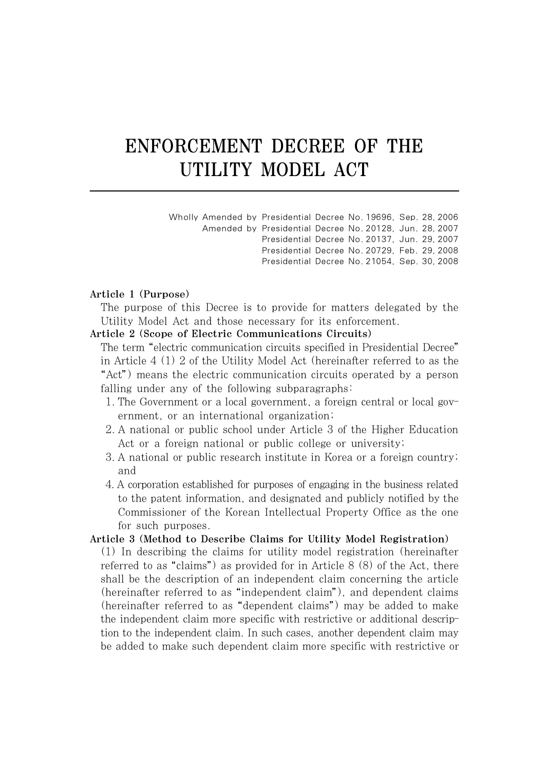# ENFORCEMENT DECREE OF THE UTILITY MODEL ACT

Wholly Amended by Presidential Decree No. 19696, Sep. 28, 2006
Amended by Presidential Decree No. 20128, Jun. 28, 2007
Presidential Decree No. 20137, Jun. 29, 2007
Presidential Decree No. 20729, Feb. 29, 2008
Presidential Decree No. 21054, Sep. 30, 2008

**Article 1 (Purpose)**
The purpose of this Decree is to provide for matters delegated by the Utility Model Act and those necessary for its enforcement.

**Article 2 (Scope of Electric Communications Circuits)**
The term "electric communication circuits specified in Presidential Decree" in Article 4 (1) 2 of the Utility Model Act (hereinafter referred to as the "Act") means the electric communication circuits operated by a person falling under any of the following subparagraphs:

1. The Government or a local government, a foreign central or local government, or an international organization;
2. A national or public school under Article 3 of the Higher Education Act or a foreign national or public college or university;
3. A national or public research institute in Korea or a foreign country; and
4. A corporation established for purposes of engaging in the business related to the patent information, and designated and publicly notified by the Commissioner of the Korean Intellectual Property Office as the one for such purposes.

**Article 3 (Method to Describe Claims for Utility Model Registration)**
(1) In describing the claims for utility model registration (hereinafter referred to as "claims") as provided for in Article 8 (8) of the Act, there shall be the description of an independent claim concerning the article (hereinafter referred to as "independent claim"), and dependent claims (hereinafter referred to as "dependent claims") may be added to make the independent claim more specific with restrictive or additional description to the independent claim. In such cases, another dependent claim may be added to make such dependent claim more specific with restrictive or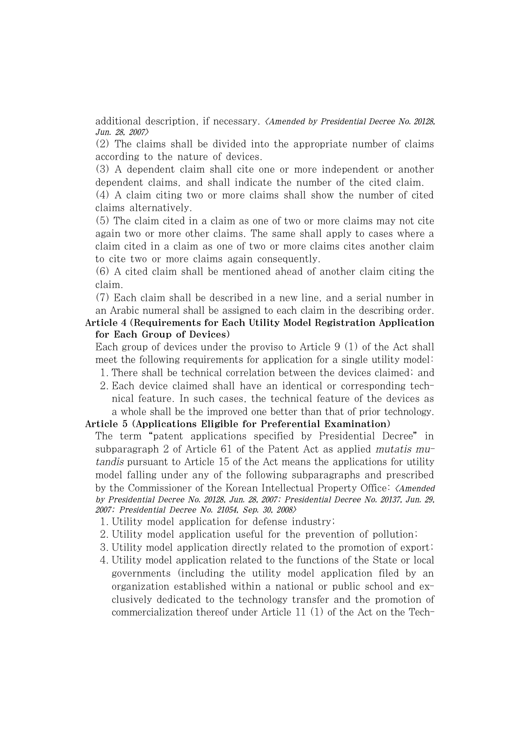additional description, if necessary. *<Amended by Presidential Decree No. 20128, Jun. 28, 2007>*

(2) The claims shall be divided into the appropriate number of claims according to the nature of devices.

(3) A dependent claim shall cite one or more independent or another dependent claims, and shall indicate the number of the cited claim.

(4) A claim citing two or more claims shall show the number of cited claims alternatively.

(5) The claim cited in a claim as one of two or more claims may not cite again two or more other claims. The same shall apply to cases where a claim cited in a claim as one of two or more claims cites another claim to cite two or more claims again consequently.

(6) A cited claim shall be mentioned ahead of another claim citing the claim.

(7) Each claim shall be described in a new line, and a serial number in an Arabic numeral shall be assigned to each claim in the describing order.

**Article 4 (Requirements for Each Utility Model Registration Application for Each Group of Devices)**

Each group of devices under the proviso to Article 9 (1) of the Act shall meet the following requirements for application for a single utility model:

1. There shall be technical correlation between the devices claimed; and
2. Each device claimed shall have an identical or corresponding technical feature. In such cases, the technical feature of the devices as a whole shall be the improved one better than that of prior technology.

**Article 5 (Applications Eligible for Preferential Examination)**

The term "patent applications specified by Presidential Decree" in subparagraph 2 of Article 61 of the Patent Act as applied *mutatis mutandis* pursuant to Article 15 of the Act means the applications for utility model falling under any of the following subparagraphs and prescribed by the Commissioner of the Korean Intellectual Property Office: *<Amended by Presidential Decree No. 20128, Jun. 28, 2007; Presidential Decree No. 20137, Jun. 29, 2007; Presidential Decree No. 21054, Sep. 30, 2008>*

1. Utility model application for defense industry;
2. Utility model application useful for the prevention of pollution;
3. Utility model application directly related to the promotion of export;
4. Utility model application related to the functions of the State or local governments (including the utility model application filed by an organization established within a national or public school and exclusively dedicated to the technology transfer and the promotion of commercialization thereof under Article 11 (1) of the Act on the Tech-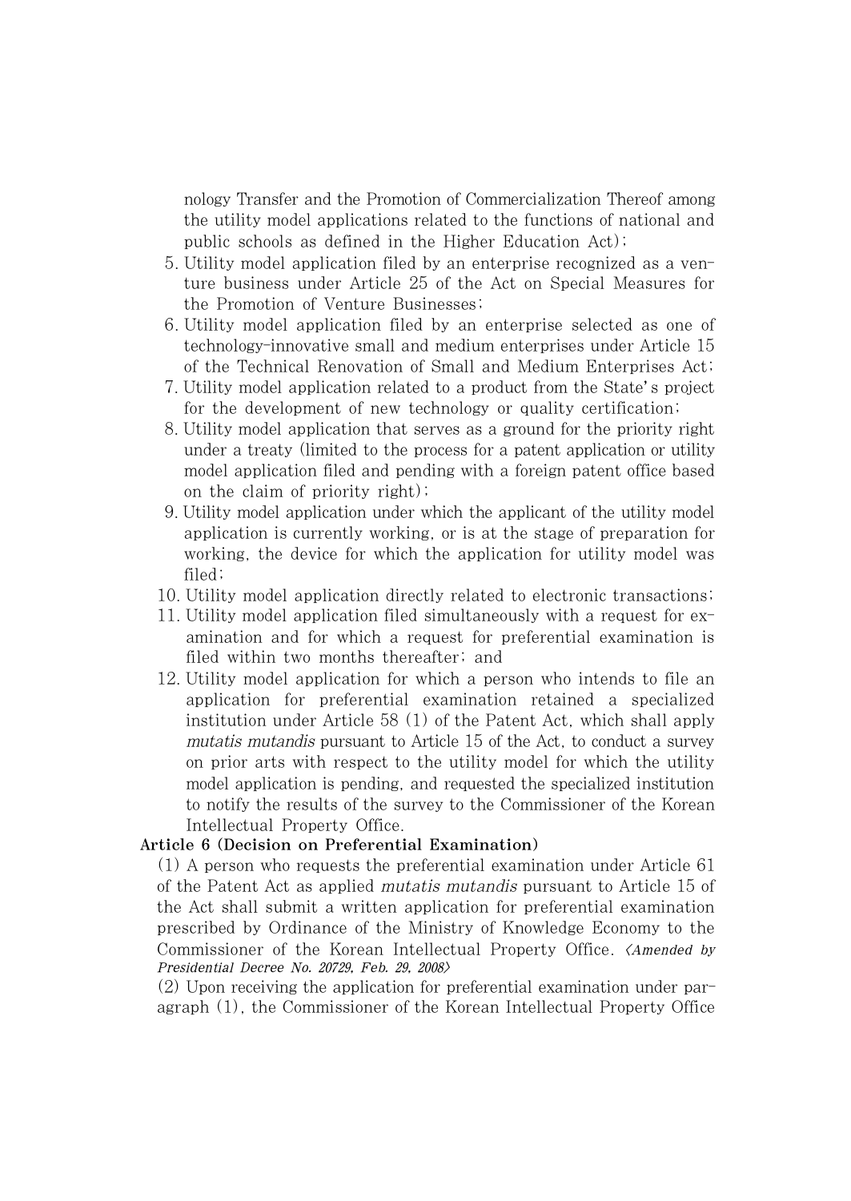nology Transfer and the Promotion of Commercialization Thereof among the utility model applications related to the functions of national and public schools as defined in the Higher Education Act);

5. Utility model application filed by an enterprise recognized as a venture business under Article 25 of the Act on Special Measures for the Promotion of Venture Businesses;
6. Utility model application filed by an enterprise selected as one of technology-innovative small and medium enterprises under Article 15 of the Technical Renovation of Small and Medium Enterprises Act;
7. Utility model application related to a product from the State's project for the development of new technology or quality certification;
8. Utility model application that serves as a ground for the priority right under a treaty (limited to the process for a patent application or utility model application filed and pending with a foreign patent office based on the claim of priority right);
9. Utility model application under which the applicant of the utility model application is currently working, or is at the stage of preparation for working, the device for which the application for utility model was filed;
10. Utility model application directly related to electronic transactions;
11. Utility model application filed simultaneously with a request for examination and for which a request for preferential examination is filed within two months thereafter; and
12. Utility model application for which a person who intends to file an application for preferential examination retained a specialized institution under Article 58 (1) of the Patent Act, which shall apply *mutatis mutandis* pursuant to Article 15 of the Act, to conduct a survey on prior arts with respect to the utility model for which the utility model application is pending, and requested the specialized institution to notify the results of the survey to the Commissioner of the Korean Intellectual Property Office.

**Article 6 (Decision on Preferential Examination)**

(1) A person who requests the preferential examination under Article 61 of the Patent Act as applied *mutatis mutandis* pursuant to Article 15 of the Act shall submit a written application for preferential examination prescribed by Ordinance of the Ministry of Knowledge Economy to the Commissioner of the Korean Intellectual Property Office. *<Amended by Presidential Decree No. 20729, Feb. 29, 2008>*

(2) Upon receiving the application for preferential examination under paragraph (1), the Commissioner of the Korean Intellectual Property Office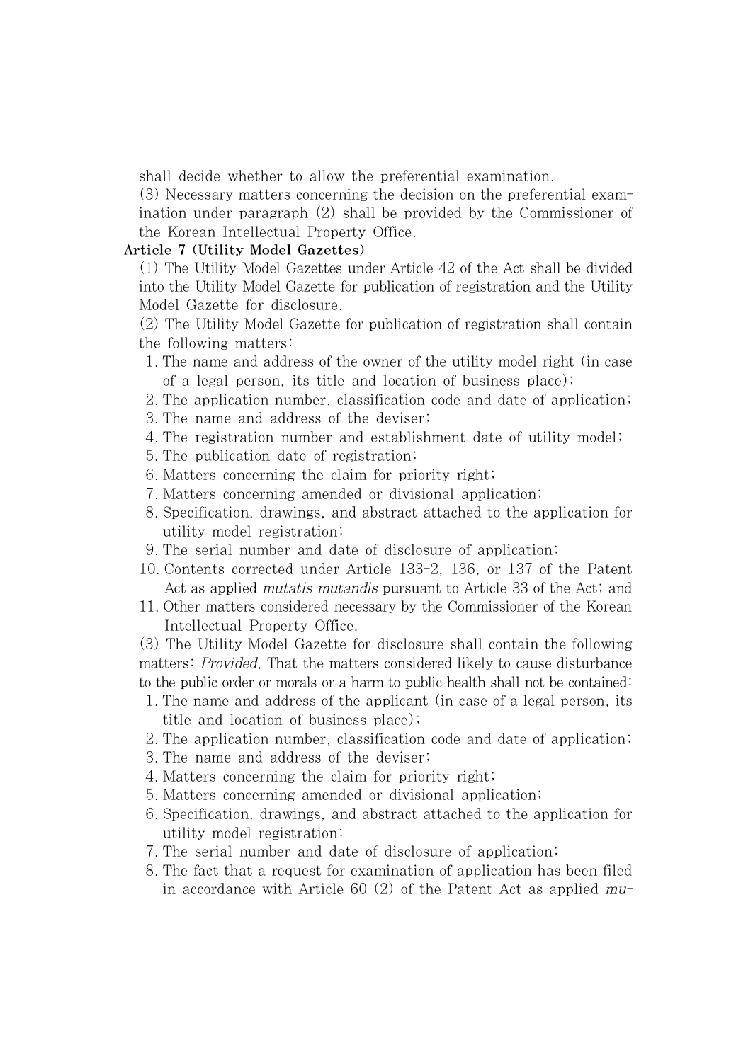shall decide whether to allow the preferential examination.

(3) Necessary matters concerning the decision on the preferential examination under paragraph (2) shall be provided by the Commissioner of the Korean Intellectual Property Office.

**Article 7 (Utility Model Gazettes)**

(1) The Utility Model Gazettes under Article 42 of the Act shall be divided into the Utility Model Gazette for publication of registration and the Utility Model Gazette for disclosure.

(2) The Utility Model Gazette for publication of registration shall contain the following matters:

1. The name and address of the owner of the utility model right (in case of a legal person, its title and location of business place);
2. The application number, classification code and date of application;
3. The name and address of the deviser;
4. The registration number and establishment date of utility model;
5. The publication date of registration;
6. Matters concerning the claim for priority right;
7. Matters concerning amended or divisional application;
8. Specification, drawings, and abstract attached to the application for utility model registration;
9. The serial number and date of disclosure of application;
10. Contents corrected under Article 133-2, 136, or 137 of the Patent Act as applied *mutatis mutandis* pursuant to Article 33 of the Act; and
11. Other matters considered necessary by the Commissioner of the Korean Intellectual Property Office.

(3) The Utility Model Gazette for disclosure shall contain the following matters: *Provided*, That the matters considered likely to cause disturbance to the public order or morals or a harm to public health shall not be contained:

1. The name and address of the applicant (in case of a legal person, its title and location of business place);
2. The application number, classification code and date of application;
3. The name and address of the deviser;
4. Matters concerning the claim for priority right;
5. Matters concerning amended or divisional application;
6. Specification, drawings, and abstract attached to the application for utility model registration;
7. The serial number and date of disclosure of application;
8. The fact that a request for examination of application has been filed in accordance with Article 60 (2) of the Patent Act as applied *mu-*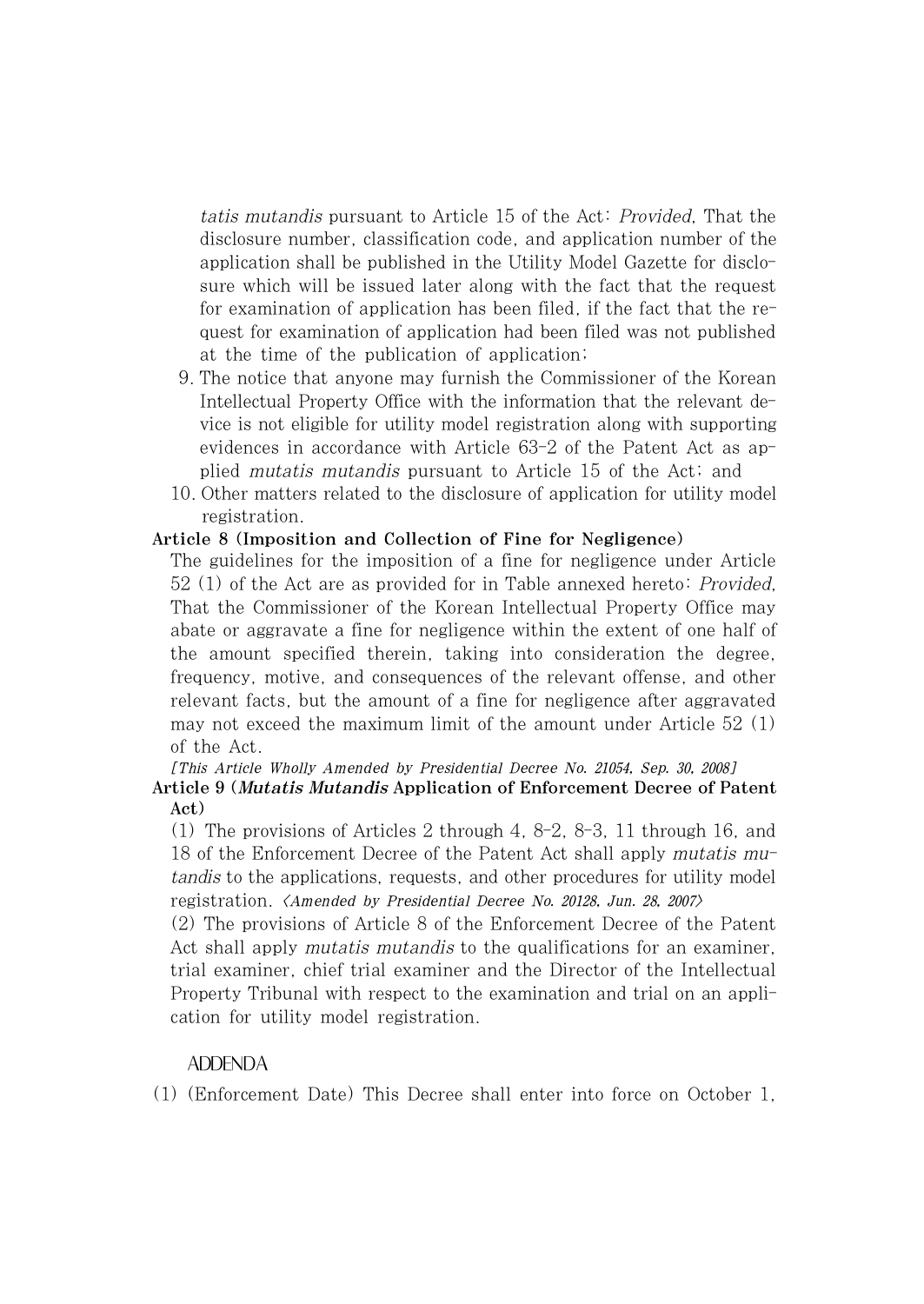*tatis mutandis* pursuant to Article 15 of the Act: *Provided*, That the disclosure number, classification code, and application number of the application shall be published in the Utility Model Gazette for disclosure which will be issued later along with the fact that the request for examination of application has been filed, if the fact that the request for examination of application had been filed was not published at the time of the publication of application;

9. The notice that anyone may furnish the Commissioner of the Korean Intellectual Property Office with the information that the relevant device is not eligible for utility model registration along with supporting evidences in accordance with Article 63-2 of the Patent Act as applied *mutatis mutandis* pursuant to Article 15 of the Act; and
10. Other matters related to the disclosure of application for utility model registration.

**Article 8 (Imposition and Collection of Fine for Negligence)**

The guidelines for the imposition of a fine for negligence under Article 52 (1) of the Act are as provided for in Table annexed hereto: *Provided*, That the Commissioner of the Korean Intellectual Property Office may abate or aggravate a fine for negligence within the extent of one half of the amount specified therein, taking into consideration the degree, frequency, motive, and consequences of the relevant offense, and other relevant facts, but the amount of a fine for negligence after aggravated may not exceed the maximum limit of the amount under Article 52 (1) of the Act.

*[This Article Wholly Amended by Presidential Decree No. 21054, Sep. 30, 2008]*

**Article 9 (*Mutatis Mutandis* Application of Enforcement Decree of Patent Act)**

(1) The provisions of Articles 2 through 4, 8-2, 8-3, 11 through 16, and 18 of the Enforcement Decree of the Patent Act shall apply *mutatis mutandis* to the applications, requests, and other procedures for utility model registration. *<Amended by Presidential Decree No. 20128, Jun. 28, 2007>*

(2) The provisions of Article 8 of the Enforcement Decree of the Patent Act shall apply *mutatis mutandis* to the qualifications for an examiner, trial examiner, chief trial examiner and the Director of the Intellectual Property Tribunal with respect to the examination and trial on an application for utility model registration.

## ADDENDA

(1) (Enforcement Date) This Decree shall enter into force on October 1,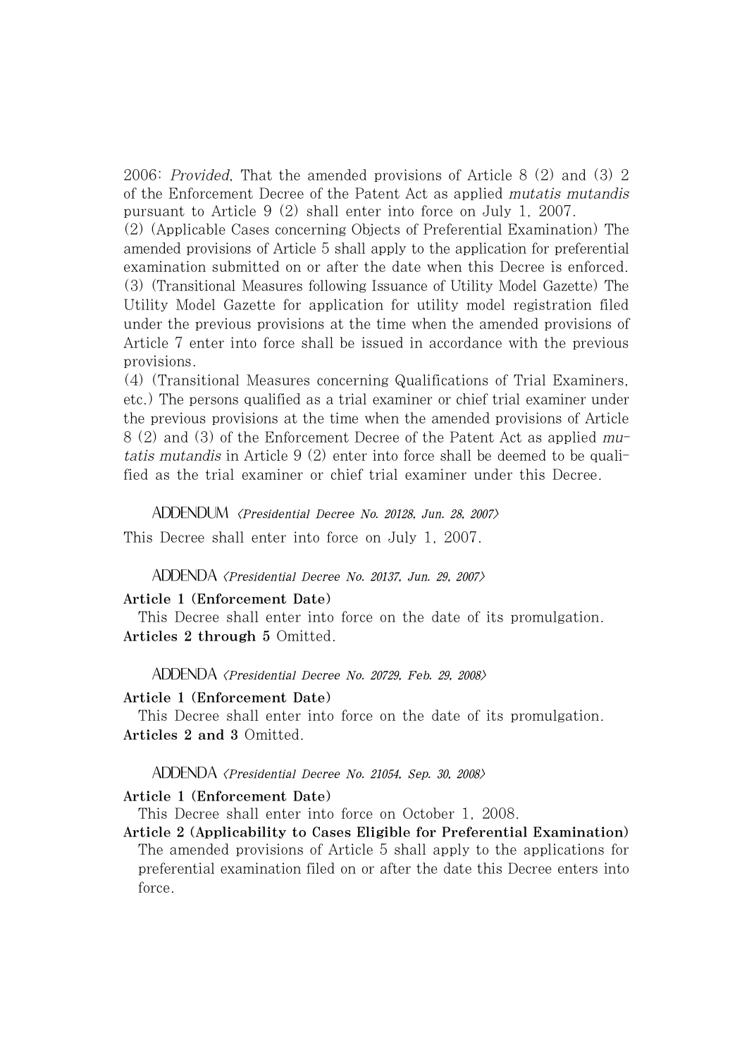2006: *Provided*, That the amended provisions of Article 8 (2) and (3) 2 of the Enforcement Decree of the Patent Act as applied *mutatis mutandis* pursuant to Article 9 (2) shall enter into force on July 1, 2007.

(2) (Applicable Cases concerning Objects of Preferential Examination) The amended provisions of Article 5 shall apply to the application for preferential examination submitted on or after the date when this Decree is enforced.

(3) (Transitional Measures following Issuance of Utility Model Gazette) The Utility Model Gazette for application for utility model registration filed under the previous provisions at the time when the amended provisions of Article 7 enter into force shall be issued in accordance with the previous provisions.

(4) (Transitional Measures concerning Qualifications of Trial Examiners, etc.) The persons qualified as a trial examiner or chief trial examiner under the previous provisions at the time when the amended provisions of Article 8 (2) and (3) of the Enforcement Decree of the Patent Act as applied *mutatis mutandis* in Article 9 (2) enter into force shall be deemed to be qualified as the trial examiner or chief trial examiner under this Decree.

## ADDENDUM *<Presidential Decree No. 20128, Jun. 28, 2007>*

This Decree shall enter into force on July 1, 2007.

## ADDENDA *<Presidential Decree No. 20137, Jun. 29, 2007>*

**Article 1 (Enforcement Date)**
This Decree shall enter into force on the date of its promulgation.

**Articles 2 through 5** Omitted.

## ADDENDA *<Presidential Decree No. 20729, Feb. 29, 2008>*

**Article 1 (Enforcement Date)**
This Decree shall enter into force on the date of its promulgation.

**Articles 2 and 3** Omitted.

## ADDENDA *<Presidential Decree No. 21054, Sep. 30, 2008>*

**Article 1 (Enforcement Date)**
This Decree shall enter into force on October 1, 2008.

**Article 2 (Applicability to Cases Eligible for Preferential Examination)**
The amended provisions of Article 5 shall apply to the applications for preferential examination filed on or after the date this Decree enters into force.